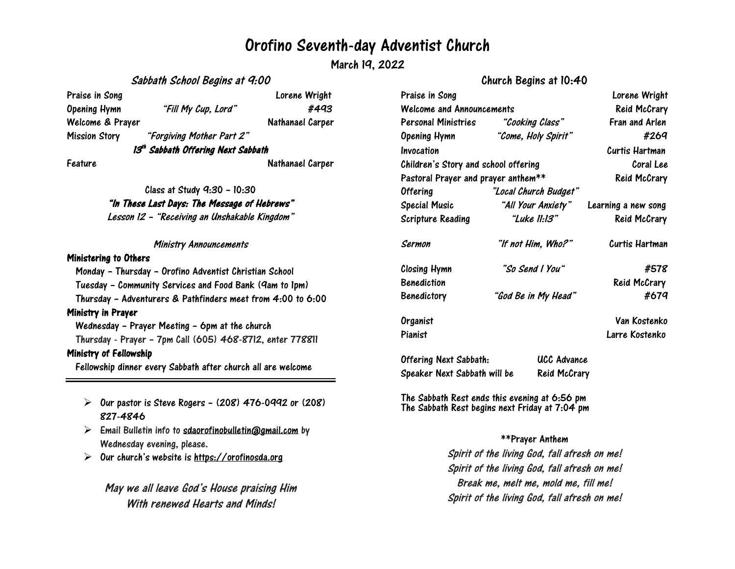# Orofino Seventh-day Adventist Church

**March 19, 2022**

## *Sabbath School Begins at 9:00*

| | | |
|---|---|---|
| Praise in Song | | Lorene Wright |
| Opening Hymn | *"Fill My Cup, Lord"* | *#493* |
| Welcome & Prayer | | Nathanael Carper |
| Mission Story | *"Forgiving Mother Part 2"* | |
| | ***13th Sabbath Offering Next Sabbath*** | |
| Feature | | Nathanael Carper |

Class at Study 9:30 – 10:30

***"In These Last Days: The Message of Hebrews"***

*Lesson 12 – "Receiving an Unshakable Kingdom"*

*Ministry Announcements*

**Ministering to Others**

- Monday – Thursday – Orofino Adventist Christian School
- Tuesday – Community Services and Food Bank (9am to 1pm)
- Thursday – Adventurers & Pathfinders meet from 4:00 to 6:00

**Ministry in Prayer**

- Wednesday – Prayer Meeting – 6pm at the church
- Thursday - Prayer – 7pm Call (605) 468-8712, enter 778811

**Ministry of Fellowship**

- Fellowship dinner every Sabbath after church all are welcome

---

- Our pastor is Steve Rogers – (208) 476-0992 or (208) 827-4846
- Email Bulletin info to sdaorofinobulletin@gmail.com by Wednesday evening, please.
- Our church's website is https://orofinosda.org

*May we all leave God's House praising Him*
*With renewed Hearts and Minds!*

## Church Begins at 10:40

| | | |
|---|---|---|
| Praise in Song | | Lorene Wright |
| Welcome and Announcements | | Reid McCrary |
| Personal Ministries | *"Cooking Class"* | Fran and Arlen |
| Opening Hymn | *"Come, Holy Spirit"* | #269 |
| Invocation | | Curtis Hartman |
| Children's Story and school offering | | Coral Lee |
| Pastoral Prayer and prayer anthem** | | Reid McCrary |
| Offering | *"Local Church Budget"* | |
| Special Music | *"All Your Anxiety"* | Learning a new song |
| Scripture Reading | *"Luke 11:13"* | Reid McCrary |
| *Sermon* | *"If not Him, Who?"* | Curtis Hartman |
| Closing Hymn | *"So Send I You"* | #578 |
| Benediction | | Reid McCrary |
| Benedictory | *"God Be in My Head"* | #679 |
| Organist | | Van Kostenko |
| Pianist | | Larre Kostenko |

| | |
|---|---|
| Offering Next Sabbath: | UCC Advance |
| Speaker Next Sabbath will be | Reid McCrary |

The Sabbath Rest ends this evening at 6:56 pm
The Sabbath Rest begins next Friday at 7:04 pm

**Prayer Anthem

*Spirit of the living God, fall afresh on me!*
*Spirit of the living God, fall afresh on me!*
*Break me, melt me, mold me, fill me!*
*Spirit of the living God, fall afresh on me!*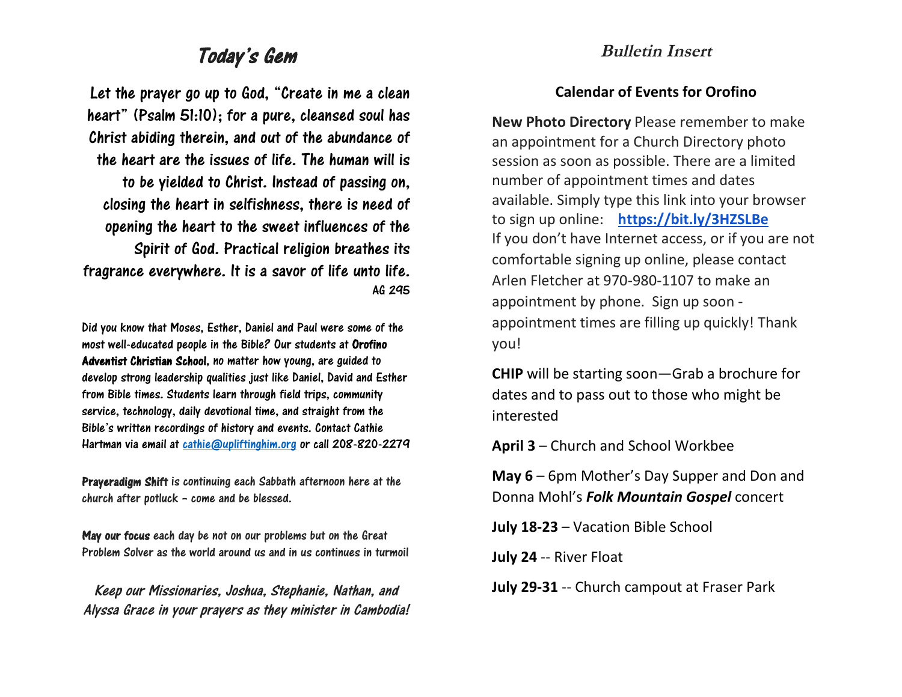# Today's Gem

**Let the prayer go up to God, "Create in me a clean heart" (Psalm 51:10); for a pure, cleansed soul has Christ abiding therein, and out of the abundance of the heart are the issues of life. The human will is to be yielded to Christ. Instead of passing on, closing the heart in selfishness, there is need of opening the heart to the sweet influences of the Spirit of God. Practical religion breathes its fragrance everywhere. It is a savor of life unto life.**
AG 295

Did you know that Moses, Esther, Daniel and Paul were some of the most well-educated people in the Bible? Our students at **Orofino Adventist Christian School**, no matter how young, are guided to develop strong leadership qualities just like Daniel, David and Esther from Bible times. Students learn through field trips, community service, technology, daily devotional time, and straight from the Bible's written recordings of history and events. Contact Cathie Hartman via email at cathie@upliftinghim.org or call 208-820-2279

**Prayeradigm Shift** is continuing each Sabbath afternoon here at the church after potluck – come and be blessed.

**May our focus** each day be not on our problems but on the Great Problem Solver as the world around us and in us continues in turmoil

*Keep our Missionaries, Joshua, Stephanie, Nathan, and Alyssa Grace in your prayers as they minister in Cambodia!*

## Bulletin Insert

### Calendar of Events for Orofino

**New Photo Directory** Please remember to make an appointment for a Church Directory photo session as soon as possible. There are a limited number of appointment times and dates available. Simply type this link into your browser to sign up online: **https://bit.ly/3HZSLBe**
If you don't have Internet access, or if you are not comfortable signing up online, please contact Arlen Fletcher at 970-980-1107 to make an appointment by phone. Sign up soon - appointment times are filling up quickly! Thank you!

**CHIP** will be starting soon—Grab a brochure for dates and to pass out to those who might be interested

**April 3** – Church and School Workbee

**May 6** – 6pm Mother's Day Supper and Don and Donna Mohl's ***Folk Mountain Gospel*** concert

**July 18-23** – Vacation Bible School

**July 24** -- River Float

**July 29-31** -- Church campout at Fraser Park